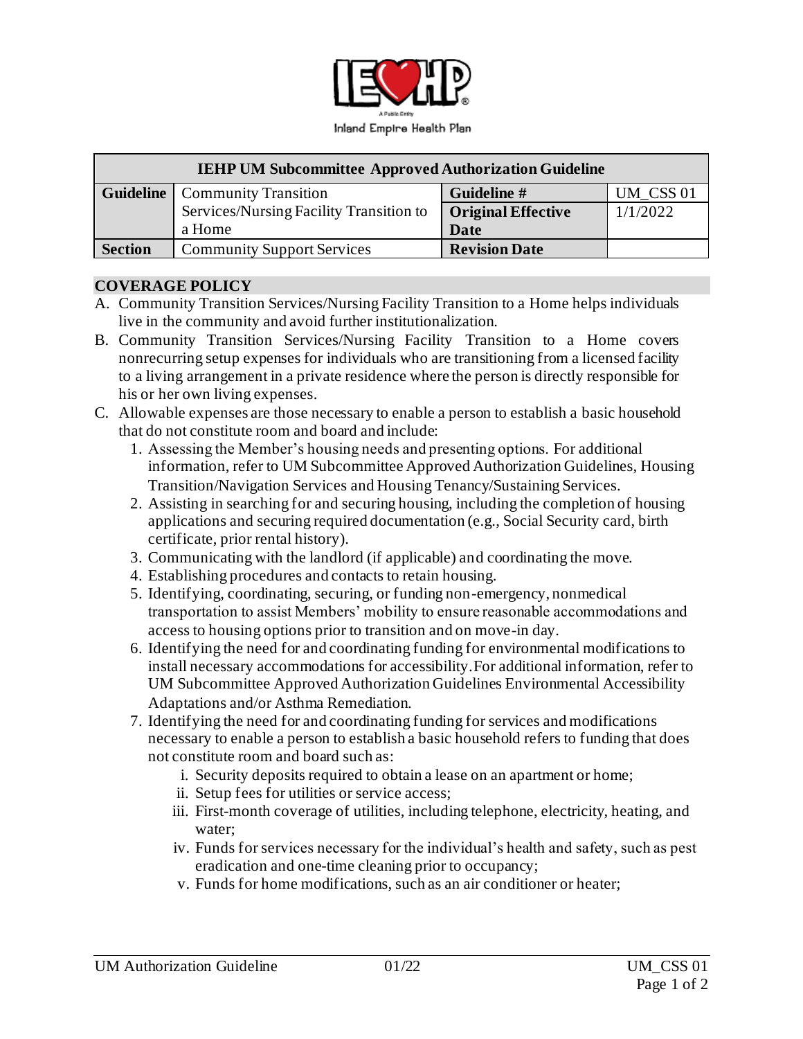Inland Empire Health Plan

| IEHP UM Subcommittee Approved Authorization Guideline | | | |
|---|---|---|---|
| **Guideline** | Community Transition Services/Nursing Facility Transition to a Home | **Guideline #** | UM_CSS 01 |
| | | **Original Effective Date** | 1/1/2022 |
| **Section** | Community Support Services | **Revision Date** | |

## COVERAGE POLICY

A. Community Transition Services/Nursing Facility Transition to a Home helps individuals live in the community and avoid further institutionalization.

B. Community Transition Services/Nursing Facility Transition to a Home covers nonrecurring setup expenses for individuals who are transitioning from a licensed facility to a living arrangement in a private residence where the person is directly responsible for his or her own living expenses.

C. Allowable expenses are those necessary to enable a person to establish a basic household that do not constitute room and board and include:

1. Assessing the Member's housing needs and presenting options. For additional information, refer to UM Subcommittee Approved Authorization Guidelines, Housing Transition/Navigation Services and Housing Tenancy/Sustaining Services.
2. Assisting in searching for and securing housing, including the completion of housing applications and securing required documentation (e.g., Social Security card, birth certificate, prior rental history).
3. Communicating with the landlord (if applicable) and coordinating the move.
4. Establishing procedures and contacts to retain housing.
5. Identifying, coordinating, securing, or funding non-emergency, nonmedical transportation to assist Members' mobility to ensure reasonable accommodations and access to housing options prior to transition and on move-in day.
6. Identifying the need for and coordinating funding for environmental modifications to install necessary accommodations for accessibility. For additional information, refer to UM Subcommittee Approved Authorization Guidelines Environmental Accessibility Adaptations and/or Asthma Remediation.
7. Identifying the need for and coordinating funding for services and modifications necessary to enable a person to establish a basic household refers to funding that does not constitute room and board such as:
   i. Security deposits required to obtain a lease on an apartment or home;
   ii. Setup fees for utilities or service access;
   iii. First-month coverage of utilities, including telephone, electricity, heating, and water;
   iv. Funds for services necessary for the individual's health and safety, such as pest eradication and one-time cleaning prior to occupancy;
   v. Funds for home modifications, such as an air conditioner or heater;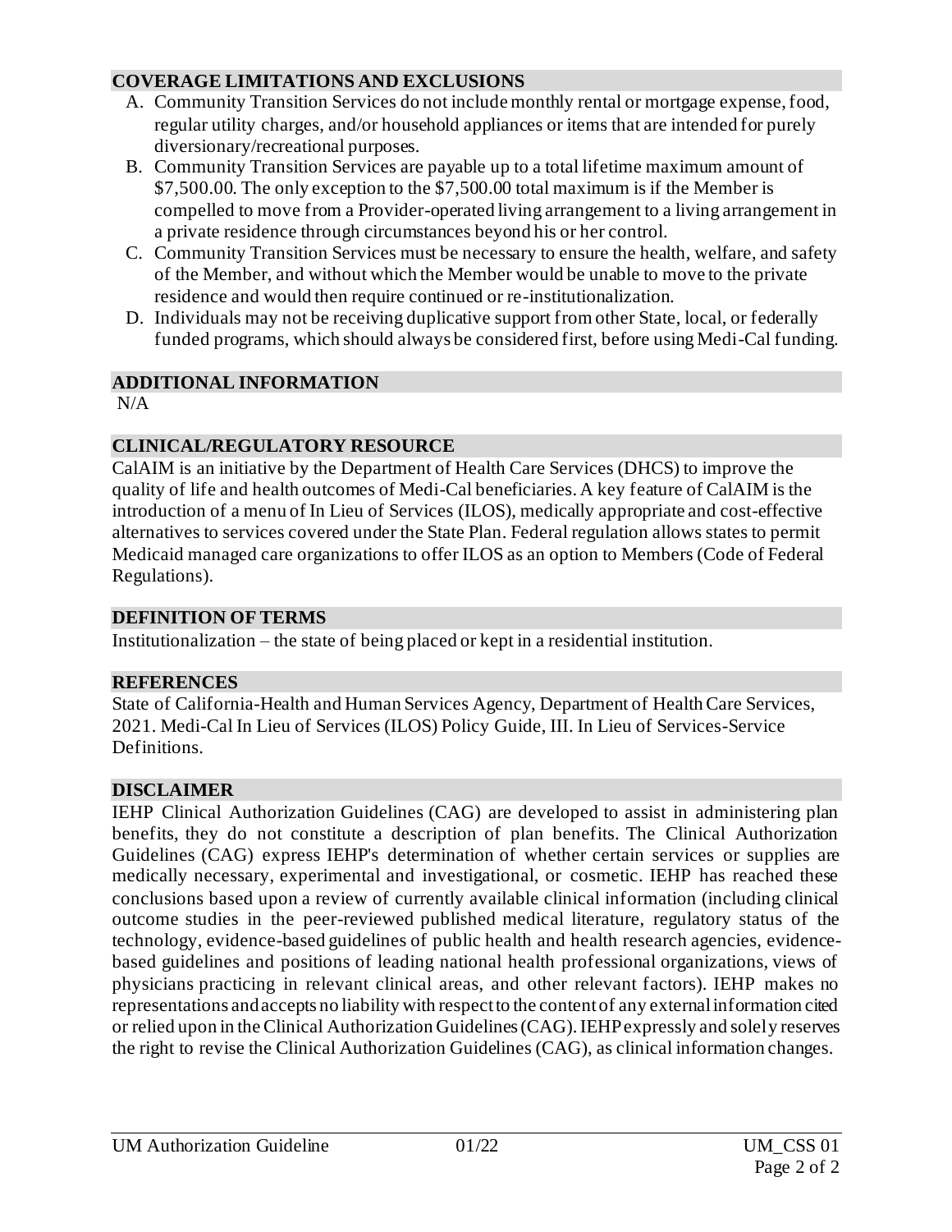## COVERAGE LIMITATIONS AND EXCLUSIONS

A. Community Transition Services do not include monthly rental or mortgage expense, food, regular utility charges, and/or household appliances or items that are intended for purely diversionary/recreational purposes.

B. Community Transition Services are payable up to a total lifetime maximum amount of $7,500.00. The only exception to the $7,500.00 total maximum is if the Member is compelled to move from a Provider-operated living arrangement to a living arrangement in a private residence through circumstances beyond his or her control.

C. Community Transition Services must be necessary to ensure the health, welfare, and safety of the Member, and without which the Member would be unable to move to the private residence and would then require continued or re-institutionalization.

D. Individuals may not be receiving duplicative support from other State, local, or federally funded programs, which should always be considered first, before using Medi-Cal funding.

## ADDITIONAL INFORMATION

N/A

## CLINICAL/REGULATORY RESOURCE

CalAIM is an initiative by the Department of Health Care Services (DHCS) to improve the quality of life and health outcomes of Medi-Cal beneficiaries. A key feature of CalAIM is the introduction of a menu of In Lieu of Services (ILOS), medically appropriate and cost-effective alternatives to services covered under the State Plan. Federal regulation allows states to permit Medicaid managed care organizations to offer ILOS as an option to Members (Code of Federal Regulations).

## DEFINITION OF TERMS

Institutionalization – the state of being placed or kept in a residential institution.

## REFERENCES

State of California-Health and Human Services Agency, Department of Health Care Services, 2021. Medi-Cal In Lieu of Services (ILOS) Policy Guide, III. In Lieu of Services-Service Definitions.

## DISCLAIMER

IEHP Clinical Authorization Guidelines (CAG) are developed to assist in administering plan benefits, they do not constitute a description of plan benefits. The Clinical Authorization Guidelines (CAG) express IEHP's determination of whether certain services or supplies are medically necessary, experimental and investigational, or cosmetic. IEHP has reached these conclusions based upon a review of currently available clinical information (including clinical outcome studies in the peer-reviewed published medical literature, regulatory status of the technology, evidence-based guidelines of public health and health research agencies, evidence-based guidelines and positions of leading national health professional organizations, views of physicians practicing in relevant clinical areas, and other relevant factors). IEHP makes no representations and accepts no liability with respect to the content of any external information cited or relied upon in the Clinical Authorization Guidelines (CAG). IEHP expressly and solely reserves the right to revise the Clinical Authorization Guidelines (CAG), as clinical information changes.